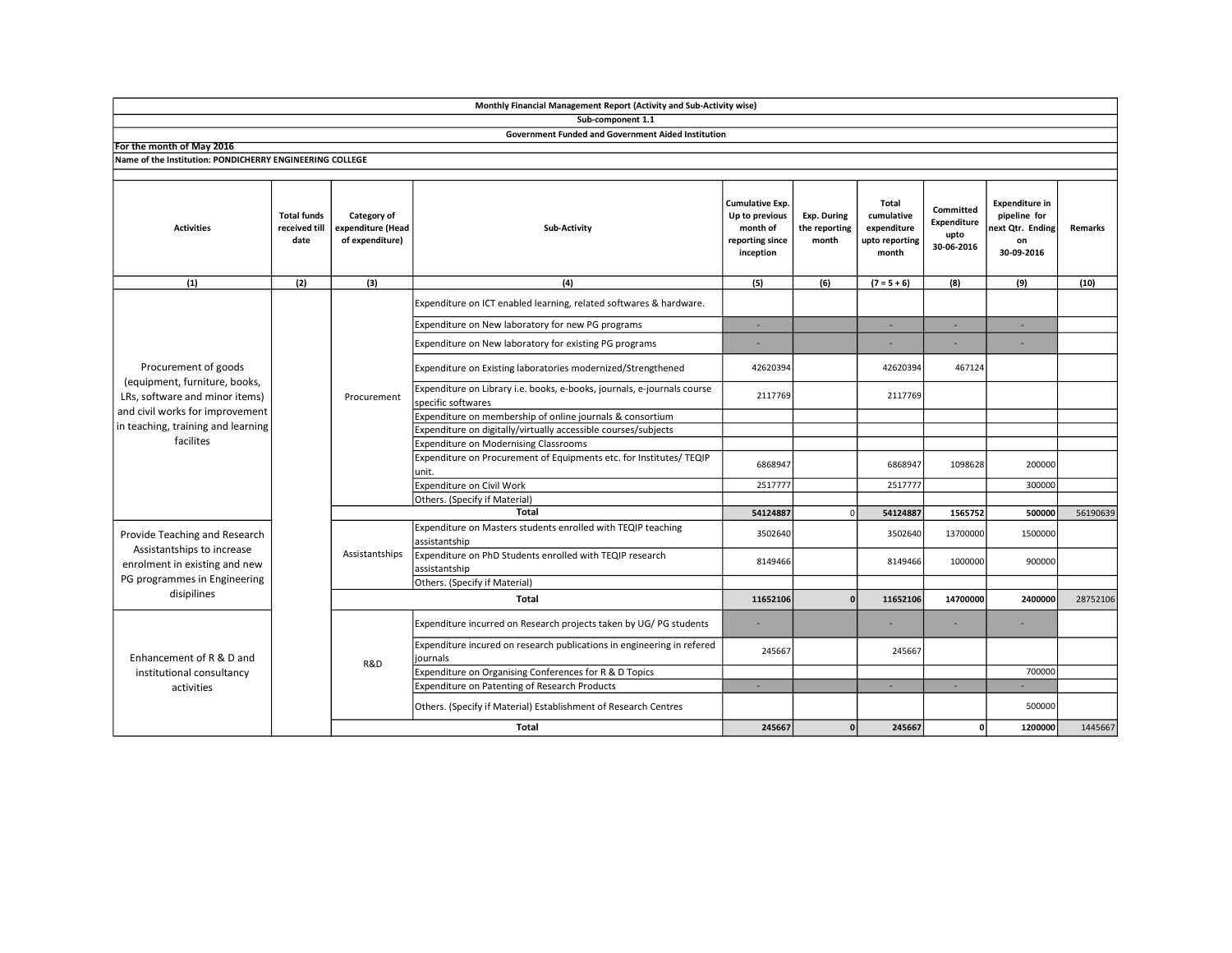**Monthly Financial Management Report (Activity and Sub-Activity wise)**

**Sub-component 1.1**

**Government Funded and Government Aided Institution**

**For the month of May 2016**

**Name of the Institution: PONDICHERRY ENGINEERING COLLEGE**

| Activities | Total funds received till date | Category of expenditure (Head of expenditure) | Sub-Activity | Cumulative Exp. Up to previous month of reporting since inception | Exp. During the reporting month | Total cumulative expenditure upto reporting month | Committed Expenditure upto 30-06-2016 | Expenditure in pipeline for next Qtr. Ending on 30-09-2016 | Remarks |
|---|---|---|---|---|---|---|---|---|---|
| (1) | (2) | (3) | (4) | (5) | (6) | (7 = 5 + 6) | (8) | (9) | (10) |
| Procurement of goods (equipment, furniture, books, LRs, software and minor items) and civil works for improvement in teaching, training and learning facilites | | Procurement | Expenditure on ICT enabled learning, related softwares & hardware. | | | | | | |
| | | | Expenditure on New laboratory for new PG programs | - | | - | - | - | |
| | | | Expenditure on New laboratory for existing PG programs | - | | - | - | - | |
| | | | Expenditure on Existing laboratories modernized/Strengthened | 42620394 | | 42620394 | 467124 | | |
| | | | Expenditure on Library i.e. books, e-books, journals, e-journals course specific softwares | 2117769 | | 2117769 | | | |
| | | | Expenditure on membership of online journals & consortium | | | | | | |
| | | | Expenditure on digitally/virtually accessible courses/subjects | | | | | | |
| | | | Expenditure on Modernising Classrooms | | | | | | |
| | | | Expenditure on Procurement of Equipments etc. for Institutes/ TEQIP unit. | 6868947 | | 6868947 | 1098628 | 200000 | |
| | | | Expenditure on Civil Work | 2517777 | | 2517777 | | 300000 | |
| | | | Others. (Specify if Material) | | | | | | |
| | | **Total** | | **54124887** | 0 | **54124887** | **1565752** | **500000** | 56190639 |
| Provide Teaching and Research Assistantships to increase enrolment in existing and new PG programmes in Engineering disipilines | | Assistantships | Expenditure on Masters students enrolled with TEQIP teaching assistantship | 3502640 | | 3502640 | 13700000 | 1500000 | |
| | | | Expenditure on PhD Students enrolled with TEQIP research assistantship | 8149466 | | 8149466 | 1000000 | 900000 | |
| | | | Others. (Specify if Material) | | | | | | |
| | | **Total** | | **11652106** | **0** | **11652106** | **14700000** | **2400000** | 28752106 |
| Enhancement of R & D and institutional consultancy activities | | R&D | Expenditure incurred on Research projects taken by UG/ PG students | - | | - | - | - | |
| | | | Expenditure incured on research publications in engineering in refered journals | 245667 | | 245667 | | | |
| | | | Expenditure on Organising Conferences for R & D Topics | | | | | 700000 | |
| | | | Expenditure on Patenting of Research Products | - | | - | - | - | |
| | | | Others. (Specify if Material) Establishment of Research Centres | | | | | 500000 | |
| | | **Total** | | **245667** | **0** | **245667** | **0** | **1200000** | 1445667 |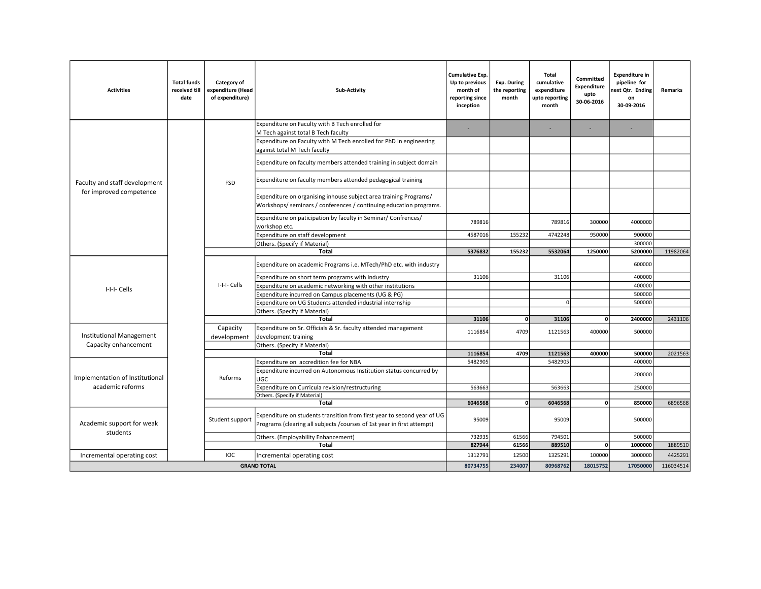| Activities | Total funds received till date | Category of expenditure (Head of expenditure) | Sub-Activity | Cumulative Exp. Up to previous month of reporting since inception | Exp. During the reporting month | Total cumulative expenditure upto reporting month | Committed Expenditure upto 30-06-2016 | Expenditure in pipeline for next Qtr. Ending on 30-09-2016 | Remarks |
|---|---|---|---|---|---|---|---|---|---|
| Faculty and staff development for improved competence | | FSD | Expenditure on Faculty with B Tech enrolled for M Tech against total B Tech faculty | - | | - | - | - | |
| | | | Expenditure on Faculty with M Tech enrolled for PhD in engineering against total M Tech faculty | | | | | | |
| | | | Expenditure on faculty members attended training in subject domain | | | | | | |
| | | | Expenditure on faculty members attended pedagogical training | | | | | | |
| | | | Expenditure on organising inhouse subject area training Programs/ Workshops/ seminars / conferences / continuing education programs. | | | | | | |
| | | | Expenditure on paticipation by faculty in Seminar/ Confrences/ workshop etc. | 789816 | | 789816 | 300000 | 4000000 | |
| | | | Expenditure on staff development | 4587016 | 155232 | 4742248 | 950000 | 900000 | |
| | | | Others. (Specify if Material) | | | | | 300000 | |
| | | **Total** | | **5376832** | **155232** | **5532064** | **1250000** | **5200000** | 11982064 |
| I-I-I- Cells | | I-I-I- Cells | Expenditure on academic Programs i.e. MTech/PhD etc. with industry | | | | | 600000 | |
| | | | Expenditure on short term programs with industry | 31106 | | 31106 | | 400000 | |
| | | | Expenditure on academic networking with other institutions | | | | | 400000 | |
| | | | Expenditure incurred on Campus placements (UG & PG) | | | | | 500000 | |
| | | | Expenditure on UG Students attended industrial internship | | | 0 | | 500000 | |
| | | | Others. (Specify if Material) | | | | | | |
| | | **Total** | | **31106** | **0** | **31106** | **0** | **2400000** | 2431106 |
| Institutional Management Capacity enhancement | | Capacity development | Expenditure on Sr. Officials & Sr. faculty attended management development training | 1116854 | 4709 | 1121563 | 400000 | 500000 | |
| | | | Others. (Specify if Material) | | | | | | |
| | | **Total** | | **1116854** | **4709** | **1121563** | **400000** | **500000** | 2021563 |
| Implementation of Institutional academic reforms | | Reforms | Expenditure on accredition fee for NBA | 5482905 | | 5482905 | | 400000 | |
| | | | Expenditure incurred on Autonomous Institution status concurred by UGC | | | | | 200000 | |
| | | | Expenditure on Curricula revision/restructuring | 563663 | | 563663 | | 250000 | |
| | | | Others. (Specify if Material) | | | | | | |
| | | **Total** | | **6046568** | **0** | **6046568** | **0** | **850000** | 6896568 |
| Academic support for weak students | | Student support | Expenditure on students transition from first year to second year of UG Programs (clearing all subjects /courses of 1st year in first attempt) | 95009 | | 95009 | | 500000 | |
| | | | Others. (Employability Enhancement) | 732935 | 61566 | 794501 | | 500000 | |
| | | **Total** | | **827944** | **61566** | **889510** | **0** | **1000000** | 1889510 |
| Incremental operating cost | | IOC | Incremental operating cost | 1312791 | 12500 | 1325291 | 100000 | 3000000 | 4425291 |
| **GRAND TOTAL** | | | | **80734755** | **234007** | **80968762** | **18015752** | **17050000** | 116034514 |